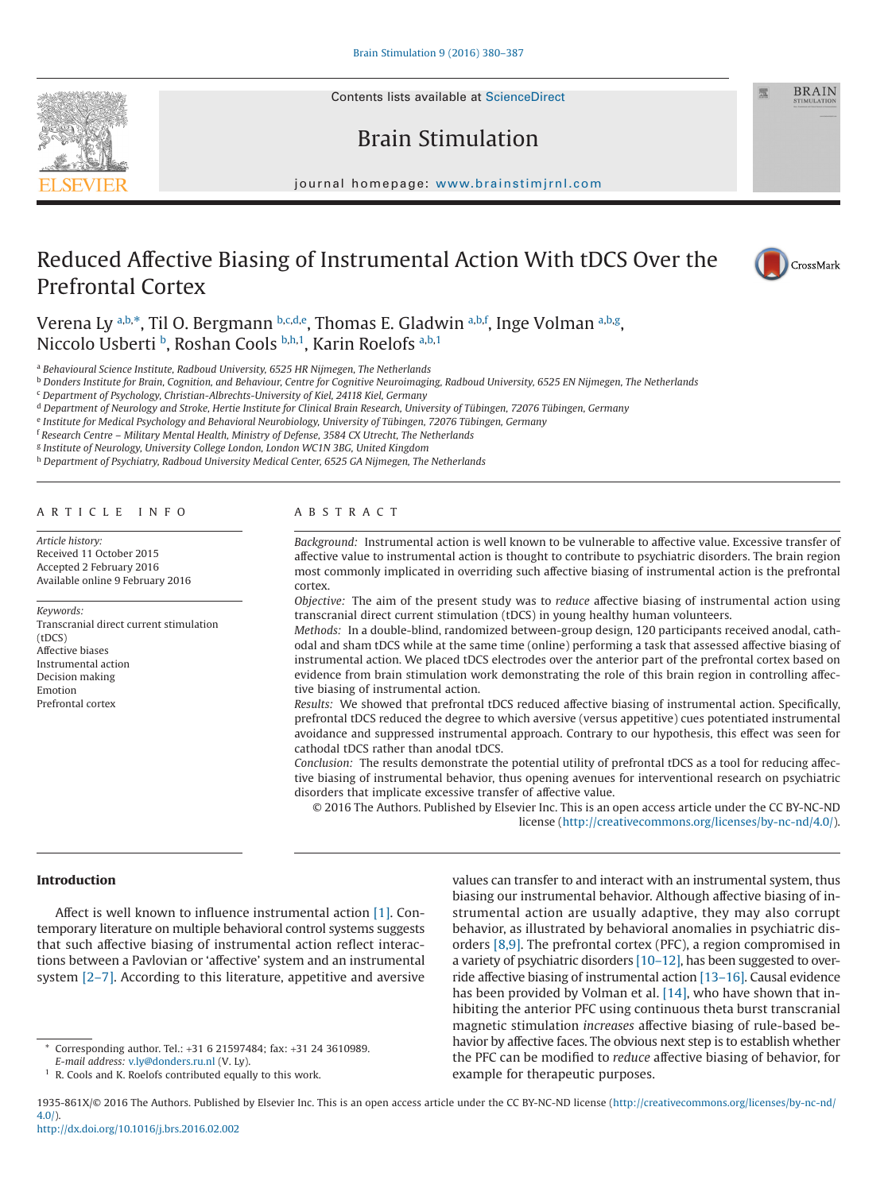# Reduced Affective Biasing of Instrumental Action With tDCS Over the Prefrontal Cortex

Verena Ly [a,b,*], Til O. Bergmann [b,c,d,e], Thomas E. Gladwin [a,b,f], Inge Volman [a,b,g], Niccolo Usberti [b], Roshan Cools [b,h,1], Karin Roelofs [a,b,1]

[a] Behavioural Science Institute, Radboud University, 6525 HR Nijmegen, The Netherlands
[b] Donders Institute for Brain, Cognition, and Behaviour, Centre for Cognitive Neuroimaging, Radboud University, 6525 EN Nijmegen, The Netherlands
[c] Department of Psychology, Christian-Albrechts-University of Kiel, 24118 Kiel, Germany
[d] Department of Neurology and Stroke, Hertie Institute for Clinical Brain Research, University of Tübingen, 72076 Tübingen, Germany
[e] Institute for Medical Psychology and Behavioral Neurobiology, University of Tübingen, 72076 Tübingen, Germany
[f] Research Centre – Military Mental Health, Ministry of Defense, 3584 CX Utrecht, The Netherlands
[g] Institute of Neurology, University College London, London WC1N 3BG, United Kingdom
[h] Department of Psychiatry, Radboud University Medical Center, 6525 GA Nijmegen, The Netherlands

## ARTICLE INFO

*Article history:*
Received 11 October 2015
Accepted 2 February 2016
Available online 9 February 2016

*Keywords:*
Transcranial direct current stimulation (tDCS)
Affective biases
Instrumental action
Decision making
Emotion
Prefrontal cortex

## ABSTRACT

*Background:* Instrumental action is well known to be vulnerable to affective value. Excessive transfer of affective value to instrumental action is thought to contribute to psychiatric disorders. The brain region most commonly implicated in overriding such affective biasing of instrumental action is the prefrontal cortex.

*Objective:* The aim of the present study was to *reduce* affective biasing of instrumental action using transcranial direct current stimulation (tDCS) in young healthy human volunteers.

*Methods:* In a double-blind, randomized between-group design, 120 participants received anodal, cathodal and sham tDCS while at the same time (online) performing a task that assessed affective biasing of instrumental action. We placed tDCS electrodes over the anterior part of the prefrontal cortex based on evidence from brain stimulation work demonstrating the role of this brain region in controlling affective biasing of instrumental action.

*Results:* We showed that prefrontal tDCS reduced affective biasing of instrumental action. Specifically, prefrontal tDCS reduced the degree to which aversive (versus appetitive) cues potentiated instrumental avoidance and suppressed instrumental approach. Contrary to our hypothesis, this effect was seen for cathodal tDCS rather than anodal tDCS.

*Conclusion:* The results demonstrate the potential utility of prefrontal tDCS as a tool for reducing affective biasing of instrumental behavior, thus opening avenues for interventional research on psychiatric disorders that implicate excessive transfer of affective value.

© 2016 The Authors. Published by Elsevier Inc. This is an open access article under the CC BY-NC-ND license (http://creativecommons.org/licenses/by-nc-nd/4.0/).

## Introduction

Affect is well known to influence instrumental action [1]. Contemporary literature on multiple behavioral control systems suggests that such affective biasing of instrumental action reflect interactions between a Pavlovian or 'affective' system and an instrumental system [2–7]. According to this literature, appetitive and aversive values can transfer to and interact with an instrumental system, thus biasing our instrumental behavior. Although affective biasing of instrumental action are usually adaptive, they may also corrupt behavior, as illustrated by behavioral anomalies in psychiatric disorders [8,9]. The prefrontal cortex (PFC), a region compromised in a variety of psychiatric disorders [10–12], has been suggested to override affective biasing of instrumental action [13–16]. Causal evidence has been provided by Volman et al. [14], who have shown that inhibiting the anterior PFC using continuous theta burst transcranial magnetic stimulation *increases* affective biasing of rule-based behavior by affective faces. The obvious next step is to establish whether the PFC can be modified to *reduce* affective biasing of behavior, for example for therapeutic purposes.

\* Corresponding author. Tel.: +31 6 21597484; fax: +31 24 3610989.
*E-mail address:* v.ly@donders.ru.nl (V. Ly).

[1] R. Cools and K. Roelofs contributed equally to this work.

1935-861X/© 2016 The Authors. Published by Elsevier Inc. This is an open access article under the CC BY-NC-ND license (http://creativecommons.org/licenses/by-nc-nd/4.0/).
http://dx.doi.org/10.1016/j.brs.2016.02.002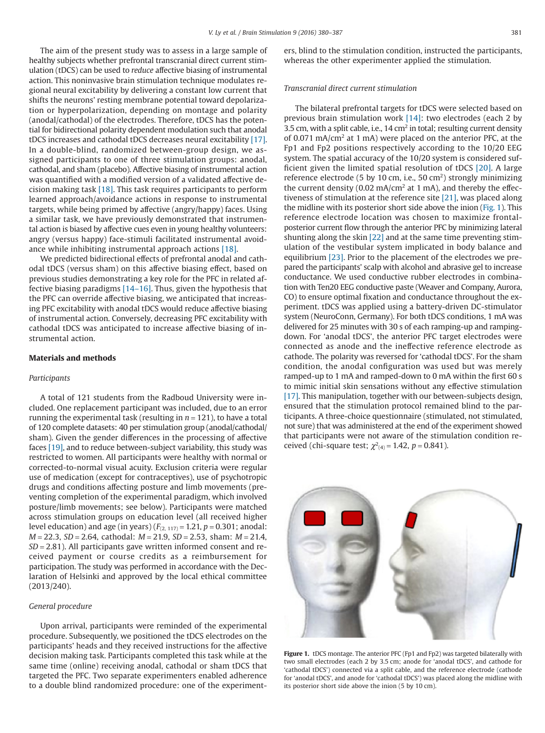The aim of the present study was to assess in a large sample of healthy subjects whether prefrontal transcranial direct current stimulation (tDCS) can be used to *reduce* affective biasing of instrumental action. This noninvasive brain stimulation technique modulates regional neural excitability by delivering a constant low current that shifts the neurons' resting membrane potential toward depolarization or hyperpolarization, depending on montage and polarity (anodal/cathodal) of the electrodes. Therefore, tDCS has the potential for bidirectional polarity dependent modulation such that anodal tDCS increases and cathodal tDCS decreases neural excitability [17]. In a double-blind, randomized between-group design, we assigned participants to one of three stimulation groups: anodal, cathodal, and sham (placebo). Affective biasing of instrumental action was quantified with a modified version of a validated affective decision making task [18]. This task requires participants to perform learned approach/avoidance actions in response to instrumental targets, while being primed by affective (angry/happy) faces. Using a similar task, we have previously demonstrated that instrumental action is biased by affective cues even in young healthy volunteers: angry (versus happy) face-stimuli facilitated instrumental avoidance while inhibiting instrumental approach actions [18].

We predicted bidirectional effects of prefrontal anodal and cathodal tDCS (versus sham) on this affective biasing effect, based on previous studies demonstrating a key role for the PFC in related affective biasing paradigms [14–16]. Thus, given the hypothesis that the PFC can override affective biasing, we anticipated that increasing PFC excitability with anodal tDCS would reduce affective biasing of instrumental action. Conversely, decreasing PFC excitability with cathodal tDCS was anticipated to increase affective biasing of instrumental action.

## Materials and methods

### *Participants*

A total of 121 students from the Radboud University were included. One replacement participant was included, due to an error running the experimental task (resulting in $n = 121$), to have a total of 120 complete datasets: 40 per stimulation group (anodal/cathodal/sham). Given the gender differences in the processing of affective faces [19], and to reduce between-subject variability, this study was restricted to women. All participants were healthy with normal or corrected-to-normal visual acuity. Exclusion criteria were regular use of medication (except for contraceptives), use of psychotropic drugs and conditions affecting posture and limb movements (preventing completion of the experimental paradigm, which involved posture/limb movements; see below). Participants were matched across stimulation groups on education level (all received higher level education) and age (in years) ($F_{(2,\ 117)} = 1.21$, $p = 0.301$; anodal: $M = 22.3$, $SD = 2.64$, cathodal: $M = 21.9$, $SD = 2.53$, sham: $M = 21.4$, $SD = 2.81$). All participants gave written informed consent and received payment or course credits as a reimbursement for participation. The study was performed in accordance with the Declaration of Helsinki and approved by the local ethical committee (2013/240).

### *General procedure*

Upon arrival, participants were reminded of the experimental procedure. Subsequently, we positioned the tDCS electrodes on the participants' heads and they received instructions for the affective decision making task. Participants completed this task while at the same time (online) receiving anodal, cathodal or sham tDCS that targeted the PFC. Two separate experimenters enabled adherence to a double blind randomized procedure: one of the experimenters, blind to the stimulation condition, instructed the participants, whereas the other experimenter applied the stimulation.

### *Transcranial direct current stimulation*

The bilateral prefrontal targets for tDCS were selected based on previous brain stimulation work [14]: two electrodes (each 2 by 3.5 cm, with a split cable, i.e., 14 cm$^2$ in total; resulting current density of 0.071 mA/cm$^2$ at 1 mA) were placed on the anterior PFC, at the Fp1 and Fp2 positions respectively according to the 10/20 EEG system. The spatial accuracy of the 10/20 system is considered sufficient given the limited spatial resolution of tDCS [20]. A large reference electrode (5 by 10 cm, i.e., 50 cm$^2$) strongly minimizing the current density (0.02 mA/cm$^2$ at 1 mA), and thereby the effectiveness of stimulation at the reference site [21], was placed along the midline with its posterior short side above the inion (Fig. 1). This reference electrode location was chosen to maximize frontal-posterior current flow through the anterior PFC by minimizing lateral shunting along the skin [22] and at the same time preventing stimulation of the vestibular system implicated in body balance and equilibrium [23]. Prior to the placement of the electrodes we prepared the participants' scalp with alcohol and abrasive gel to increase conductance. We used conductive rubber electrodes in combination with Ten20 EEG conductive paste (Weaver and Company, Aurora, CO) to ensure optimal fixation and conductance throughout the experiment. tDCS was applied using a battery-driven DC-stimulator system (NeuroConn, Germany). For both tDCS conditions, 1 mA was delivered for 25 minutes with 30 s of each ramping-up and ramping-down. For 'anodal tDCS', the anterior PFC target electrodes were connected as anode and the ineffective reference electrode as cathode. The polarity was reversed for 'cathodal tDCS'. For the sham condition, the anodal configuration was used but was merely ramped-up to 1 mA and ramped-down to 0 mA within the first 60 s to mimic initial skin sensations without any effective stimulation [17]. This manipulation, together with our between-subjects design, ensured that the stimulation protocol remained blind to the participants. A three-choice questionnaire (stimulated, not stimulated, not sure) that was administered at the end of the experiment showed that participants were not aware of the stimulation condition received (chi-square test; $\chi^2_{(4)} = 1.42$, $p = 0.841$).

**Figure 1.** tDCS montage. The anterior PFC (Fp1 and Fp2) was targeted bilaterally with two small electrodes (each 2 by 3.5 cm; anode for 'anodal tDCS', and cathode for 'cathodal tDCS') connected via a split cable, and the reference electrode (cathode for 'anodal tDCS', and anode for 'cathodal tDCS') was placed along the midline with its posterior short side above the inion (5 by 10 cm).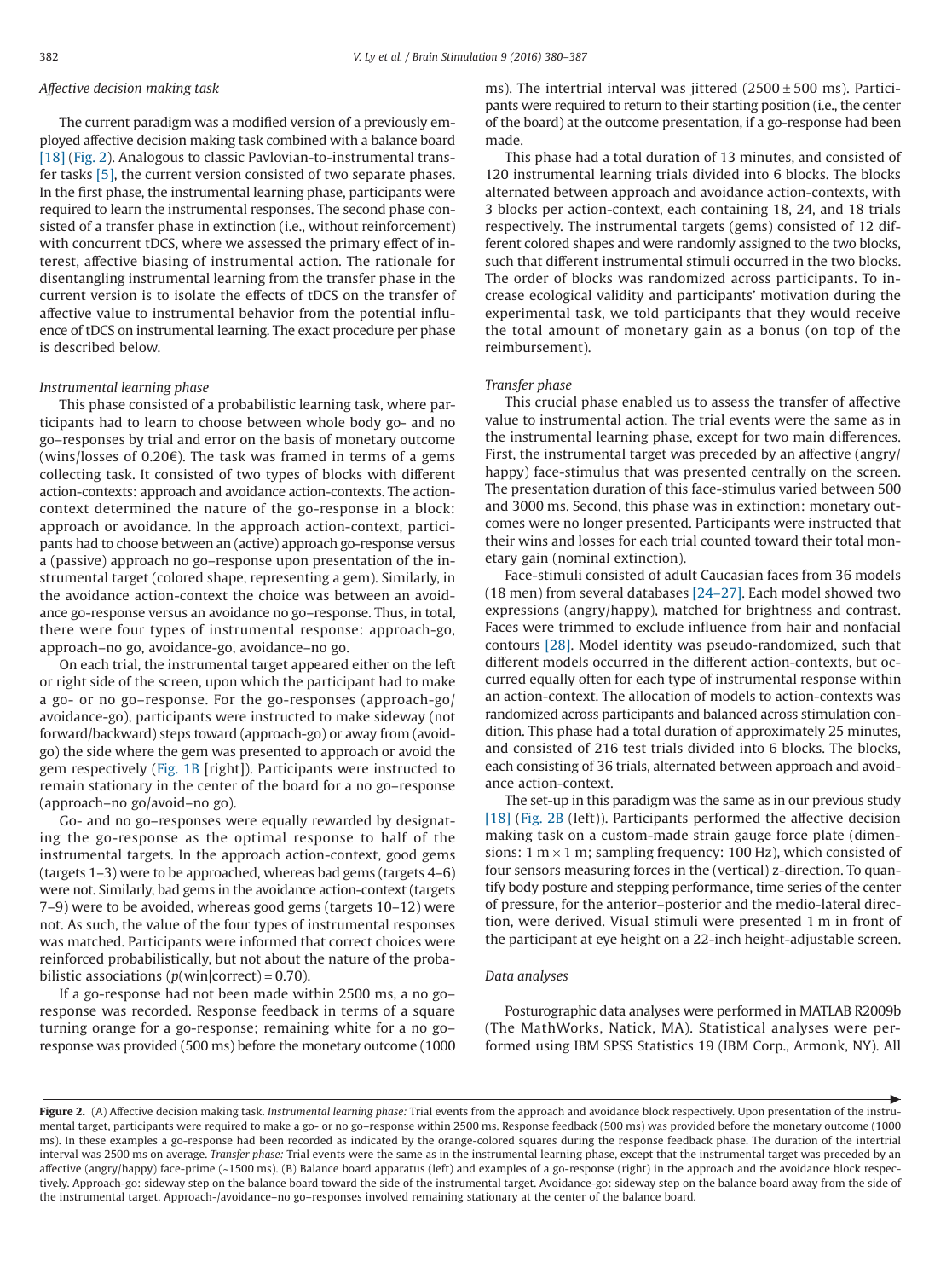### *Affective decision making task*

The current paradigm was a modified version of a previously employed affective decision making task combined with a balance board [18] (Fig. 2). Analogous to classic Pavlovian-to-instrumental transfer tasks [5], the current version consisted of two separate phases. In the first phase, the instrumental learning phase, participants were required to learn the instrumental responses. The second phase consisted of a transfer phase in extinction (i.e., without reinforcement) with concurrent tDCS, where we assessed the primary effect of interest, affective biasing of instrumental action. The rationale for disentangling instrumental learning from the transfer phase in the current version is to isolate the effects of tDCS on the transfer of affective value to instrumental behavior from the potential influence of tDCS on instrumental learning. The exact procedure per phase is described below.

### *Instrumental learning phase*

This phase consisted of a probabilistic learning task, where participants had to learn to choose between whole body go- and no go–responses by trial and error on the basis of monetary outcome (wins/losses of 0.20€). The task was framed in terms of a gems collecting task. It consisted of two types of blocks with different action-contexts: approach and avoidance action-contexts. The action-context determined the nature of the go-response in a block: approach or avoidance. In the approach action-context, participants had to choose between an (active) approach go-response versus a (passive) approach no go–response upon presentation of the instrumental target (colored shape, representing a gem). Similarly, in the avoidance action-context the choice was between an avoidance go-response versus an avoidance no go–response. Thus, in total, there were four types of instrumental response: approach-go, approach–no go, avoidance-go, avoidance–no go.

On each trial, the instrumental target appeared either on the left or right side of the screen, upon which the participant had to make a go- or no go–response. For the go-responses (approach-go/avoidance-go), participants were instructed to make sideway (not forward/backward) steps toward (approach-go) or away from (avoid-go) the side where the gem was presented to approach or avoid the gem respectively (Fig. 1B [right]). Participants were instructed to remain stationary in the center of the board for a no go–response (approach–no go/avoid–no go).

Go- and no go–responses were equally rewarded by designating the go-response as the optimal response to half of the instrumental targets. In the approach action-context, good gems (targets 1–3) were to be approached, whereas bad gems (targets 4–6) were not. Similarly, bad gems in the avoidance action-context (targets 7–9) were to be avoided, whereas good gems (targets 10–12) were not. As such, the value of the four types of instrumental responses was matched. Participants were informed that correct choices were reinforced probabilistically, but not about the nature of the probabilistic associations ($p$(win|correct) = 0.70).

If a go-response had not been made within 2500 ms, a no go–response was recorded. Response feedback in terms of a square turning orange for a go-response; remaining white for a no go–response was provided (500 ms) before the monetary outcome (1000 ms). The intertrial interval was jittered (2500 ± 500 ms). Participants were required to return to their starting position (i.e., the center of the board) at the outcome presentation, if a go-response had been made.

This phase had a total duration of 13 minutes, and consisted of 120 instrumental learning trials divided into 6 blocks. The blocks alternated between approach and avoidance action-contexts, with 3 blocks per action-context, each containing 18, 24, and 18 trials respectively. The instrumental targets (gems) consisted of 12 different colored shapes and were randomly assigned to the two blocks, such that different instrumental stimuli occurred in the two blocks. The order of blocks was randomized across participants. To increase ecological validity and participants' motivation during the experimental task, we told participants that they would receive the total amount of monetary gain as a bonus (on top of the reimbursement).

### *Transfer phase*

This crucial phase enabled us to assess the transfer of affective value to instrumental action. The trial events were the same as in the instrumental learning phase, except for two main differences. First, the instrumental target was preceded by an affective (angry/happy) face-stimulus that was presented centrally on the screen. The presentation duration of this face-stimulus varied between 500 and 3000 ms. Second, this phase was in extinction: monetary outcomes were no longer presented. Participants were instructed that their wins and losses for each trial counted toward their total monetary gain (nominal extinction).

Face-stimuli consisted of adult Caucasian faces from 36 models (18 men) from several databases [24–27]. Each model showed two expressions (angry/happy), matched for brightness and contrast. Faces were trimmed to exclude influence from hair and nonfacial contours [28]. Model identity was pseudo-randomized, such that different models occurred in the different action-contexts, but occurred equally often for each type of instrumental response within an action-context. The allocation of models to action-contexts was randomized across participants and balanced across stimulation condition. This phase had a total duration of approximately 25 minutes, and consisted of 216 test trials divided into 6 blocks. The blocks, each consisting of 36 trials, alternated between approach and avoidance action-context.

The set-up in this paradigm was the same as in our previous study [18] (Fig. 2B (left)). Participants performed the affective decision making task on a custom-made strain gauge force plate (dimensions: 1 m × 1 m; sampling frequency: 100 Hz), which consisted of four sensors measuring forces in the (vertical) z-direction. To quantify body posture and stepping performance, time series of the center of pressure, for the anterior–posterior and the medio-lateral direction, were derived. Visual stimuli were presented 1 m in front of the participant at eye height on a 22-inch height-adjustable screen.

### *Data analyses*

Posturographic data analyses were performed in MATLAB R2009b (The MathWorks, Natick, MA). Statistical analyses were performed using IBM SPSS Statistics 19 (IBM Corp., Armonk, NY). All

**Figure 2.** (A) Affective decision making task. *Instrumental learning phase:* Trial events from the approach and avoidance block respectively. Upon presentation of the instrumental target, participants were required to make a go- or no go–response within 2500 ms. Response feedback (500 ms) was provided before the monetary outcome (1000 ms). In these examples a go-response had been recorded as indicated by the orange-colored squares during the response feedback phase. The duration of the intertrial interval was 2500 ms on average. *Transfer phase:* Trial events were the same as in the instrumental learning phase, except that the instrumental target was preceded by an affective (angry/happy) face-prime (~1500 ms). (B) Balance board apparatus (left) and examples of a go-response (right) in the approach and the avoidance block respectively. Approach-go: sideway step on the balance board toward the side of the instrumental target. Avoidance-go: sideway step on the balance board away from the side of the instrumental target. Approach-/avoidance–no go–responses involved remaining stationary at the center of the balance board.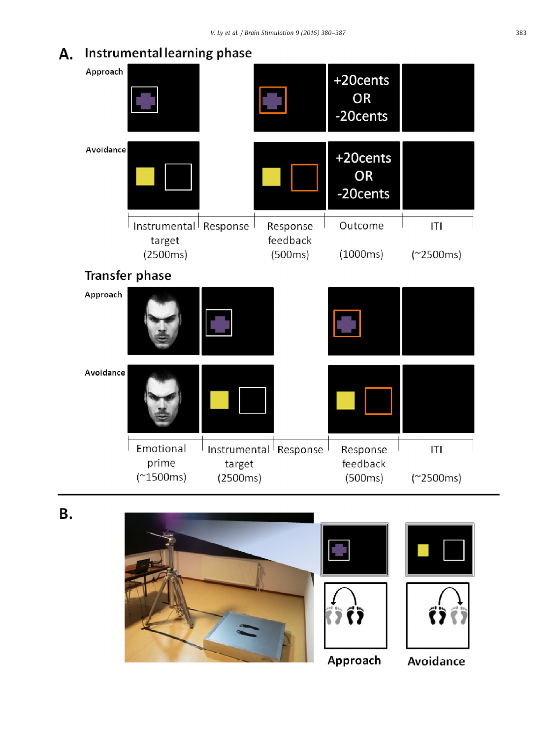**A.** **Instrumental learning phase**

Approach

+20cents OR -20cents

Avoidance

+20cents OR -20cents

Instrumental target (2500ms) | Response | Response feedback (500ms) | Outcome (1000ms) | ITI (~2500ms)

**Transfer phase**

Approach

Avoidance

Emotional prime (~1500ms) | Instrumental target (2500ms) | Response | Response feedback (500ms) | ITI (~2500ms)

**B.**

Approach

Avoidance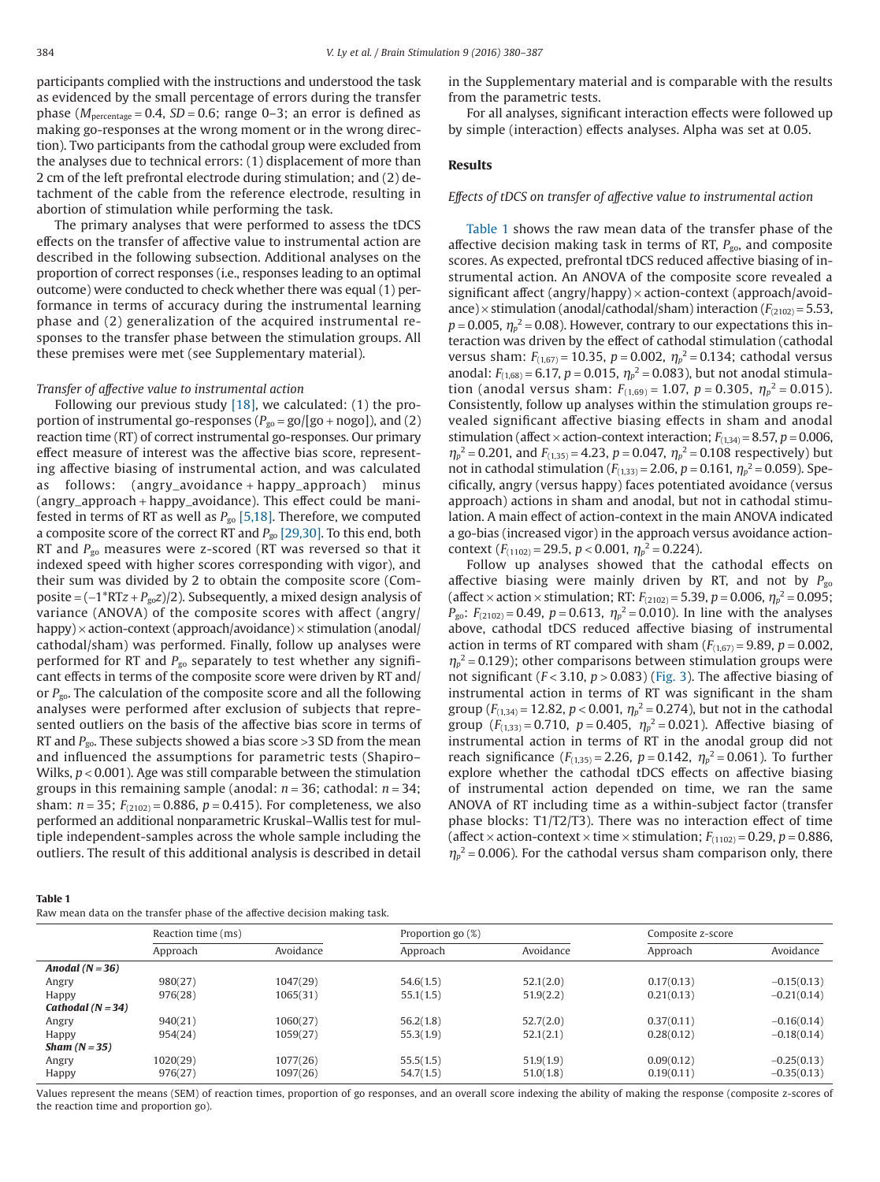participants complied with the instructions and understood the task as evidenced by the small percentage of errors during the transfer phase ($M_{percentage} = 0.4$, $SD = 0.6$; range 0–3; an error is defined as making go-responses at the wrong moment or in the wrong direction). Two participants from the cathodal group were excluded from the analyses due to technical errors: (1) displacement of more than 2 cm of the left prefrontal electrode during stimulation; and (2) detachment of the cable from the reference electrode, resulting in abortion of stimulation while performing the task.

The primary analyses that were performed to assess the tDCS effects on the transfer of affective value to instrumental action are described in the following subsection. Additional analyses on the proportion of correct responses (i.e., responses leading to an optimal outcome) were conducted to check whether there was equal (1) performance in terms of accuracy during the instrumental learning phase and (2) generalization of the acquired instrumental responses to the transfer phase between the stimulation groups. All these premises were met (see Supplementary material).

#### *Transfer of affective value to instrumental action*

Following our previous study [18], we calculated: (1) the proportion of instrumental go-responses ($P_{go} = go/[go + nogo]$), and (2) reaction time (RT) of correct instrumental go-responses. Our primary effect measure of interest was the affective bias score, representing affective biasing of instrumental action, and was calculated as follows: (angry_avoidance + happy_approach) minus (angry_approach + happy_avoidance). This effect could be manifested in terms of RT as well as $P_{go}$ [5,18]. Therefore, we computed a composite score of the correct RT and $P_{go}$ [29,30]. To this end, both RT and $P_{go}$ measures were z-scored (RT was reversed so that it indexed speed with higher scores corresponding with vigor), and their sum was divided by 2 to obtain the composite score (Composite = $(-1{*}RTz + P_{go}z)/2$). Subsequently, a mixed design analysis of variance (ANOVA) of the composite scores with affect (angry/happy) × action-context (approach/avoidance) × stimulation (anodal/cathodal/sham) was performed. Finally, follow up analyses were performed for RT and $P_{go}$ separately to test whether any significant effects in terms of the composite score were driven by RT and/or $P_{go}$. The calculation of the composite score and all the following analyses were performed after exclusion of subjects that represented outliers on the basis of the affective bias score in terms of RT and $P_{go}$. These subjects showed a bias score >3 SD from the mean and influenced the assumptions for parametric tests (Shapiro–Wilks, $p < 0.001$). Age was still comparable between the stimulation groups in this remaining sample (anodal: $n = 36$; cathodal: $n = 34$; sham: $n = 35$; $F_{(2102)} = 0.886$, $p = 0.415$). For completeness, we also performed an additional nonparametric Kruskal–Wallis test for multiple independent-samples across the whole sample including the outliers. The result of this additional analysis is described in detail in the Supplementary material and is comparable with the results from the parametric tests.

For all analyses, significant interaction effects were followed up by simple (interaction) effects analyses. Alpha was set at 0.05.

## Results

### *Effects of tDCS on transfer of affective value to instrumental action*

Table 1 shows the raw mean data of the transfer phase of the affective decision making task in terms of RT, $P_{go}$, and composite scores. As expected, prefrontal tDCS reduced affective biasing of instrumental action. An ANOVA of the composite score revealed a significant affect (angry/happy) × action-context (approach/avoidance) × stimulation (anodal/cathodal/sham) interaction ($F_{(2102)} = 5.53$, $p = 0.005$, $\eta_p^2 = 0.08$). However, contrary to our expectations this interaction was driven by the effect of cathodal stimulation (cathodal versus sham: $F_{(1,67)} = 10.35$, $p = 0.002$, $\eta_p^2 = 0.134$; cathodal versus anodal: $F_{(1,68)} = 6.17$, $p = 0.015$, $\eta_p^2 = 0.083$), but not anodal stimulation (anodal versus sham: $F_{(1,69)} = 1.07$, $p = 0.305$, $\eta_p^2 = 0.015$). Consistently, follow up analyses within the stimulation groups revealed significant affective biasing effects in sham and anodal stimulation (affect × action-context interaction; $F_{(1,34)} = 8.57$, $p = 0.006$, $\eta_p^2 = 0.201$, and $F_{(1,35)} = 4.23$, $p = 0.047$, $\eta_p^2 = 0.108$ respectively) but not in cathodal stimulation ($F_{(1,33)} = 2.06$, $p = 0.161$, $\eta_p^2 = 0.059$). Specifically, angry (versus happy) faces potentiated avoidance (versus approach) actions in sham and anodal, but not in cathodal stimulation. A main effect of action-context in the main ANOVA indicated a go-bias (increased vigor) in the approach versus avoidance action-context ($F_{(1102)} = 29.5$, $p < 0.001$, $\eta_p^2 = 0.224$).

Follow up analyses showed that the cathodal effects on affective biasing were mainly driven by RT, and not by $P_{go}$ (affect × action × stimulation; RT: $F_{(2102)} = 5.39$, $p = 0.006$, $\eta_p^2 = 0.095$; $P_{go}$: $F_{(2102)} = 0.49$, $p = 0.613$, $\eta_p^2 = 0.010$). In line with the analyses above, cathodal tDCS reduced affective biasing of instrumental action in terms of RT compared with sham ($F_{(1,67)} = 9.89$, $p = 0.002$, $\eta_p^2 = 0.129$); other comparisons between stimulation groups were not significant ($F < 3.10$, $p > 0.083$) (Fig. 3). The affective biasing of instrumental action in terms of RT was significant in the sham group ($F_{(1,34)} = 12.82$, $p < 0.001$, $\eta_p^2 = 0.274$), but not in the cathodal group ($F_{(1,33)} = 0.710$, $p = 0.405$, $\eta_p^2 = 0.021$). Affective biasing of instrumental action in terms of RT in the anodal group did not reach significance ($F_{(1,35)} = 2.26$, $p = 0.142$, $\eta_p^2 = 0.061$). To further explore whether the cathodal tDCS effects on affective biasing of instrumental action depended on time, we ran the same ANOVA of RT including time as a within-subject factor (transfer phase blocks: T1/T2/T3). There was no interaction effect of time (affect × action-context × time × stimulation; $F_{(1102)} = 0.29$, $p = 0.886$, $\eta_p^2 = 0.006$). For the cathodal versus sham comparison only, there

**Table 1**
Raw mean data on the transfer phase of the affective decision making task.

| | Reaction time (ms) | | Proportion go (%) | | Composite z-score | |
|---|---|---|---|---|---|---|
| | Approach | Avoidance | Approach | Avoidance | Approach | Avoidance |
| ***Anodal (N = 36)*** | | | | | | |
| Angry | 980(27) | 1047(29) | 54.6(1.5) | 52.1(2.0) | 0.17(0.13) | −0.15(0.13) |
| Happy | 976(28) | 1065(31) | 55.1(1.5) | 51.9(2.2) | 0.21(0.13) | −0.21(0.14) |
| ***Cathodal (N = 34)*** | | | | | | |
| Angry | 940(21) | 1060(27) | 56.2(1.8) | 52.7(2.0) | 0.37(0.11) | −0.16(0.14) |
| Happy | 954(24) | 1059(27) | 55.3(1.9) | 52.1(2.1) | 0.28(0.12) | −0.18(0.14) |
| ***Sham (N = 35)*** | | | | | | |
| Angry | 1020(29) | 1077(26) | 55.5(1.5) | 51.9(1.9) | 0.09(0.12) | −0.25(0.13) |
| Happy | 976(27) | 1097(26) | 54.7(1.5) | 51.0(1.8) | 0.19(0.11) | −0.35(0.13) |

Values represent the means (SEM) of reaction times, proportion of go responses, and an overall score indexing the ability of making the response (composite z-scores of the reaction time and proportion go).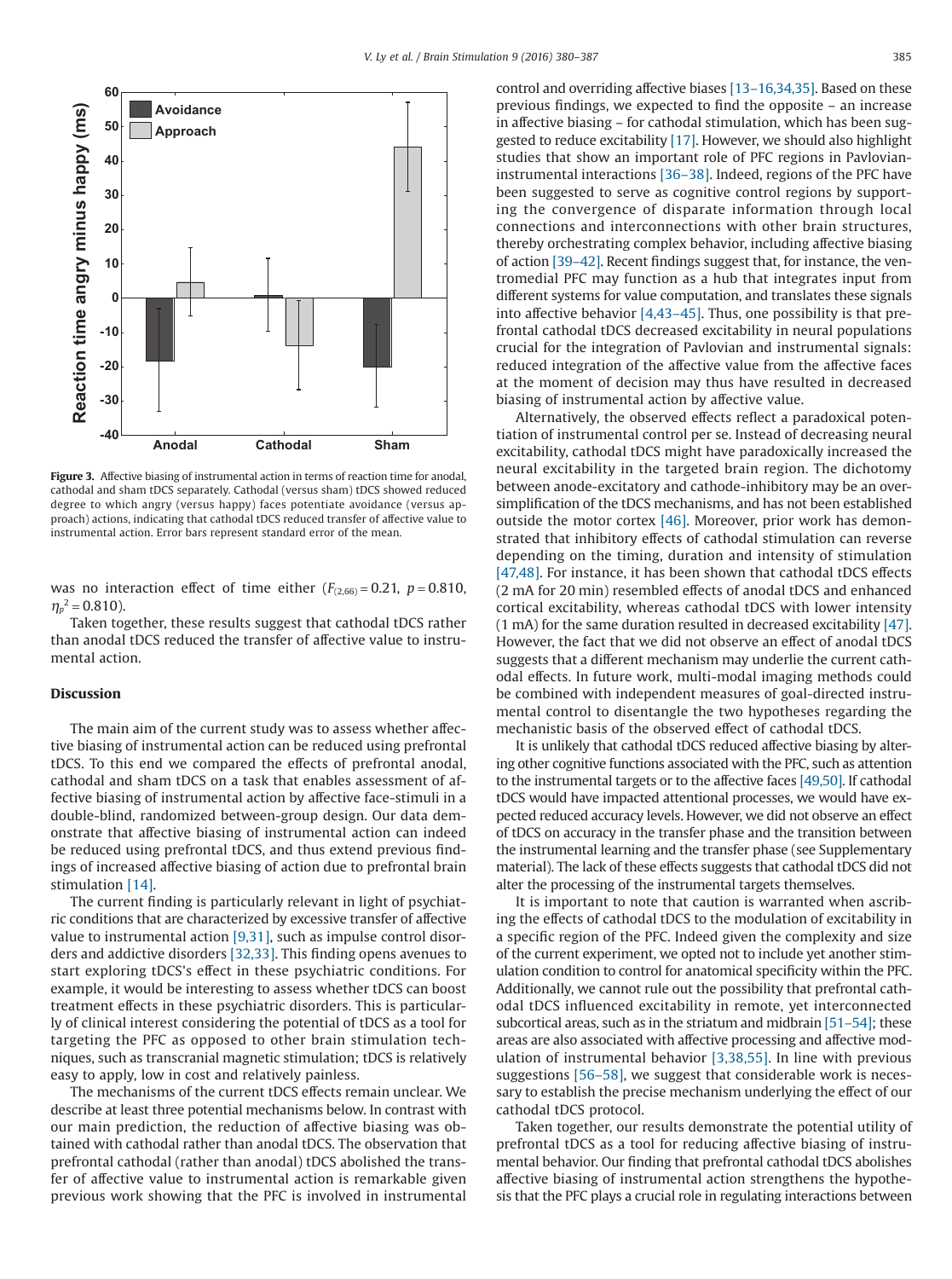Figure 3. Affective biasing of instrumental action in terms of reaction time for anodal, cathodal and sham tDCS separately. Cathodal (versus sham) tDCS showed reduced degree to which angry (versus happy) faces potentiate avoidance (versus approach) actions, indicating that cathodal tDCS reduced transfer of affective value to instrumental action. Error bars represent standard error of the mean.

was no interaction effect of time either ($F_{(2,66)} = 0.21$, $p = 0.810$, $\eta_p^2 = 0.810$).

Taken together, these results suggest that cathodal tDCS rather than anodal tDCS reduced the transfer of affective value to instrumental action.

## Discussion

The main aim of the current study was to assess whether affective biasing of instrumental action can be reduced using prefrontal tDCS. To this end we compared the effects of prefrontal anodal, cathodal and sham tDCS on a task that enables assessment of affective biasing of instrumental action by affective face-stimuli in a double-blind, randomized between-group design. Our data demonstrate that affective biasing of instrumental action can indeed be reduced using prefrontal tDCS, and thus extend previous findings of increased affective biasing of action due to prefrontal brain stimulation [14].

The current finding is particularly relevant in light of psychiatric conditions that are characterized by excessive transfer of affective value to instrumental action [9,31], such as impulse control disorders and addictive disorders [32,33]. This finding opens avenues to start exploring tDCS's effect in these psychiatric conditions. For example, it would be interesting to assess whether tDCS can boost treatment effects in these psychiatric disorders. This is particularly of clinical interest considering the potential of tDCS as a tool for targeting the PFC as opposed to other brain stimulation techniques, such as transcranial magnetic stimulation; tDCS is relatively easy to apply, low in cost and relatively painless.

The mechanisms of the current tDCS effects remain unclear. We describe at least three potential mechanisms below. In contrast with our main prediction, the reduction of affective biasing was obtained with cathodal rather than anodal tDCS. The observation that prefrontal cathodal (rather than anodal) tDCS abolished the transfer of affective value to instrumental action is remarkable given previous work showing that the PFC is involved in instrumental control and overriding affective biases [13–16,34,35]. Based on these previous findings, we expected to find the opposite – an increase in affective biasing – for cathodal stimulation, which has been suggested to reduce excitability [17]. However, we should also highlight studies that show an important role of PFC regions in Pavlovian-instrumental interactions [36–38]. Indeed, regions of the PFC have been suggested to serve as cognitive control regions by supporting the convergence of disparate information through local connections and interconnections with other brain structures, thereby orchestrating complex behavior, including affective biasing of action [39–42]. Recent findings suggest that, for instance, the ventromedial PFC may function as a hub that integrates input from different systems for value computation, and translates these signals into affective behavior [4,43–45]. Thus, one possibility is that prefrontal cathodal tDCS decreased excitability in neural populations crucial for the integration of Pavlovian and instrumental signals: reduced integration of the affective value from the affective faces at the moment of decision may thus have resulted in decreased biasing of instrumental action by affective value.

Alternatively, the observed effects reflect a paradoxical potentiation of instrumental control per se. Instead of decreasing neural excitability, cathodal tDCS might have paradoxically increased the neural excitability in the targeted brain region. The dichotomy between anode-excitatory and cathode-inhibitory may be an oversimplification of the tDCS mechanisms, and has not been established outside the motor cortex [46]. Moreover, prior work has demonstrated that inhibitory effects of cathodal stimulation can reverse depending on the timing, duration and intensity of stimulation [47,48]. For instance, it has been shown that cathodal tDCS effects (2 mA for 20 min) resembled effects of anodal tDCS and enhanced cortical excitability, whereas cathodal tDCS with lower intensity (1 mA) for the same duration resulted in decreased excitability [47]. However, the fact that we did not observe an effect of anodal tDCS suggests that a different mechanism may underlie the current cathodal effects. In future work, multi-modal imaging methods could be combined with independent measures of goal-directed instrumental control to disentangle the two hypotheses regarding the mechanistic basis of the observed effect of cathodal tDCS.

It is unlikely that cathodal tDCS reduced affective biasing by altering other cognitive functions associated with the PFC, such as attention to the instrumental targets or to the affective faces [49,50]. If cathodal tDCS would have impacted attentional processes, we would have expected reduced accuracy levels. However, we did not observe an effect of tDCS on accuracy in the transfer phase and the transition between the instrumental learning and the transfer phase (see Supplementary material). The lack of these effects suggests that cathodal tDCS did not alter the processing of the instrumental targets themselves.

It is important to note that caution is warranted when ascribing the effects of cathodal tDCS to the modulation of excitability in a specific region of the PFC. Indeed given the complexity and size of the current experiment, we opted not to include yet another stimulation condition to control for anatomical specificity within the PFC. Additionally, we cannot rule out the possibility that prefrontal cathodal tDCS influenced excitability in remote, yet interconnected subcortical areas, such as in the striatum and midbrain [51–54]; these areas are also associated with affective processing and affective modulation of instrumental behavior [3,38,55]. In line with previous suggestions [56–58], we suggest that considerable work is necessary to establish the precise mechanism underlying the effect of our cathodal tDCS protocol.

Taken together, our results demonstrate the potential utility of prefrontal tDCS as a tool for reducing affective biasing of instrumental behavior. Our finding that prefrontal cathodal tDCS abolishes affective biasing of instrumental action strengthens the hypothesis that the PFC plays a crucial role in regulating interactions between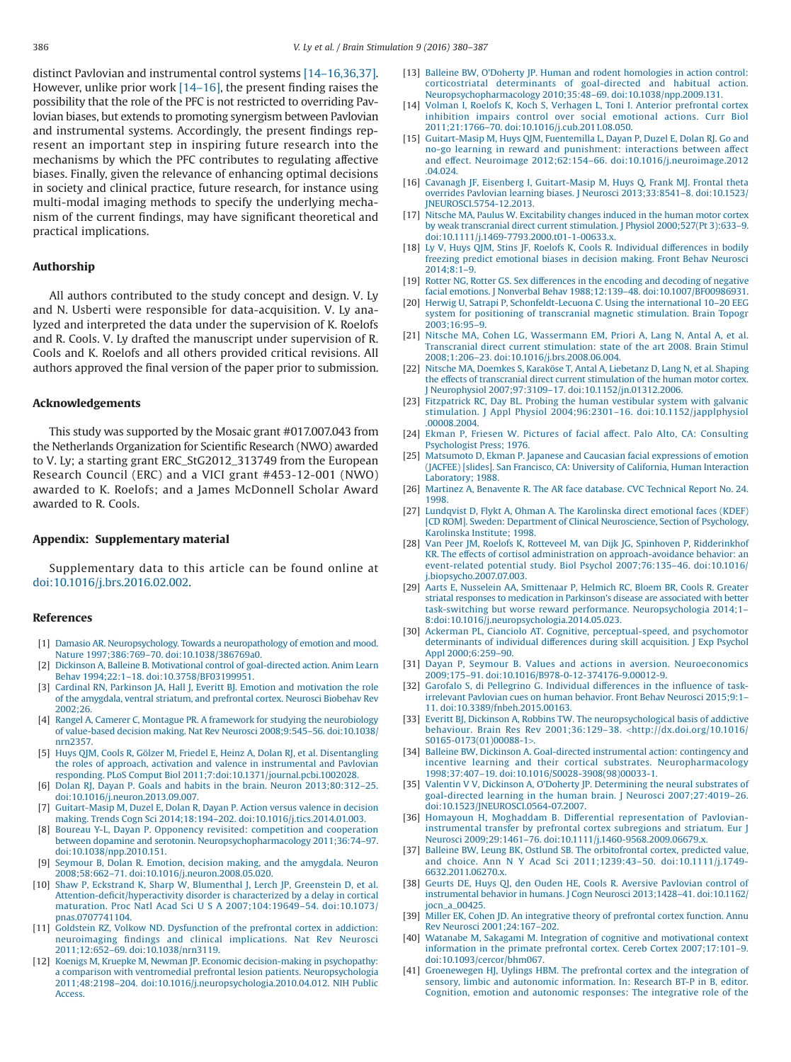distinct Pavlovian and instrumental control systems [14–16,36,37]. However, unlike prior work [14–16], the present finding raises the possibility that the role of the PFC is not restricted to overriding Pavlovian biases, but extends to promoting synergism between Pavlovian and instrumental systems. Accordingly, the present findings represent an important step in inspiring future research into the mechanisms by which the PFC contributes to regulating affective biases. Finally, given the relevance of enhancing optimal decisions in society and clinical practice, future research, for instance using multi-modal imaging methods to specify the underlying mechanism of the current findings, may have significant theoretical and practical implications.

## Authorship

All authors contributed to the study concept and design. V. Ly and N. Usberti were responsible for data-acquisition. V. Ly analyzed and interpreted the data under the supervision of K. Roelofs and R. Cools. V. Ly drafted the manuscript under supervision of R. Cools and K. Roelofs and all others provided critical revisions. All authors approved the final version of the paper prior to submission.

## Acknowledgements

This study was supported by the Mosaic grant #017.007.043 from the Netherlands Organization for Scientific Research (NWO) awarded to V. Ly; a starting grant ERC_StG2012_313749 from the European Research Council (ERC) and a VICI grant #453-12-001 (NWO) awarded to K. Roelofs; and a James McDonnell Scholar Award awarded to R. Cools.

## Appendix: Supplementary material

Supplementary data to this article can be found online at doi:10.1016/j.brs.2016.02.002.

## References

[1] Damasio AR. Neuropsychology. Towards a neuropathology of emotion and mood. Nature 1997;386:769–70. doi:10.1038/386769a0.

[2] Dickinson A, Balleine B. Motivational control of goal-directed action. Anim Learn Behav 1994;22:1–18. doi:10.3758/BF03199951.

[3] Cardinal RN, Parkinson JA, Hall J, Everitt BJ. Emotion and motivation the role of the amygdala, ventral striatum, and prefrontal cortex. Neurosci Biobehav Rev 2002;26.

[4] Rangel A, Camerer C, Montague PR. A framework for studying the neurobiology of value-based decision making. Nat Rev Neurosci 2008;9:545–56. doi:10.1038/nrn2357.

[5] Huys QJM, Cools R, Gölzer M, Friedel E, Heinz A, Dolan RJ, et al. Disentangling the roles of approach, activation and valence in instrumental and Pavlovian responding. PLoS Comput Biol 2011;7:doi:10.1371/journal.pcbi.1002028.

[6] Dolan RJ, Dayan P. Goals and habits in the brain. Neuron 2013;80:312–25. doi:10.1016/j.neuron.2013.09.007.

[7] Guitart-Masip M, Duzel E, Dolan R, Dayan P. Action versus valence in decision making. Trends Cogn Sci 2014;18:194–202. doi:10.1016/j.tics.2014.01.003.

[8] Boureau Y-L, Dayan P. Opponency revisited: competition and cooperation between dopamine and serotonin. Neuropsychopharmacology 2011;36:74–97. doi:10.1038/npp.2010.151.

[9] Seymour B, Dolan R. Emotion, decision making, and the amygdala. Neuron 2008;58:662–71. doi:10.1016/j.neuron.2008.05.020.

[10] Shaw P, Eckstrand K, Sharp W, Blumenthal J, Lerch JP, Greenstein D, et al. Attention-deficit/hyperactivity disorder is characterized by a delay in cortical maturation. Proc Natl Acad Sci U S A 2007;104:19649–54. doi:10.1073/pnas.0707741104.

[11] Goldstein RZ, Volkow ND. Dysfunction of the prefrontal cortex in addiction: neuroimaging findings and clinical implications. Nat Rev Neurosci 2011;12:652–69. doi:10.1038/nrn3119.

[12] Koenigs M, Kruepke M, Newman JP. Economic decision-making in psychopathy: a comparison with ventromedial prefrontal lesion patients. Neuropsychologia 2011;48:2198–204. doi:10.1016/j.neuropsychologia.2010.04.012. NIH Public Access.

[13] Balleine BW, O'Doherty JP. Human and rodent homologies in action control: corticostriatal determinants of goal-directed and habitual action. Neuropsychopharmacology 2010;35:48–69. doi:10.1038/npp.2009.131.

[14] Volman I, Roelofs K, Koch S, Verhagen L, Toni I. Anterior prefrontal cortex inhibition impairs control over social emotional actions. Curr Biol 2011;21:1766–70. doi:10.1016/j.cub.2011.08.050.

[15] Guitart-Masip M, Huys QJM, Fuentemilla L, Dayan P, Duzel E, Dolan RJ. Go and no-go learning in reward and punishment: interactions between affect and effect. Neuroimage 2012;62:154–66. doi:10.1016/j.neuroimage.2012.04.024.

[16] Cavanagh JF, Eisenberg I, Guitart-Masip M, Huys Q, Frank MJ. Frontal theta overrides Pavlovian learning biases. J Neurosci 2013;33:8541–8. doi:10.1523/JNEUROSCI.5754-12.2013.

[17] Nitsche MA, Paulus W. Excitability changes induced in the human motor cortex by weak transcranial direct current stimulation. J Physiol 2000;527(Pt 3):633–9. doi:10.1111/j.1469-7793.2000.t01-1-00633.x.

[18] Ly V, Huys QJM, Stins JF, Roelofs K, Cools R. Individual differences in bodily freezing predict emotional biases in decision making. Front Behav Neurosci 2014;8:1–9.

[19] Rotter NG, Rotter GS. Sex differences in the encoding and decoding of negative facial emotions. J Nonverbal Behav 1988;12:139–48. doi:10.1007/BF00986931.

[20] Herwig U, Satrapi P, Schonfeldt-Lecuona C. Using the international 10–20 EEG system for positioning of transcranial magnetic stimulation. Brain Topogr 2003;16:95–9.

[21] Nitsche MA, Cohen LG, Wassermann EM, Priori A, Lang N, Antal A, et al. Transcranial direct current stimulation: state of the art 2008. Brain Stimul 2008;1:206–23. doi:10.1016/j.brs.2008.06.004.

[22] Nitsche MA, Doemkes S, Karaköse T, Antal A, Liebetanz D, Lang N, et al. Shaping the effects of transcranial direct current stimulation of the human motor cortex. J Neurophysiol 2007;97:3109–17. doi:10.1152/jn.01312.2006.

[23] Fitzpatrick RC, Day BL. Probing the human vestibular system with galvanic stimulation. J Appl Physiol 2004;96:2301–16. doi:10.1152/japplphysiol.00008.2004.

[24] Ekman P, Friesen W. Pictures of facial affect. Palo Alto, CA: Consulting Psychologist Press; 1976.

[25] Matsumoto D, Ekman P. Japanese and Caucasian facial expressions of emotion (JACFEE) [slides]. San Francisco, CA: University of California, Human Interaction Laboratory; 1988.

[26] Martinez A, Benavente R. The AR face database. CVC Technical Report No. 24. 1998.

[27] Lundqvist D, Flykt A, Ohman A. The Karolinska direct emotional faces (KDEF) [CD ROM]. Sweden: Department of Clinical Neuroscience, Section of Psychology, Karolinska Institute; 1998.

[28] Van Peer JM, Roelofs K, Rotteveel M, van Dijk JG, Spinhoven P, Ridderinkhof KR. The effects of cortisol administration on approach-avoidance behavior: an event-related potential study. Biol Psychol 2007;76:135–46. doi:10.1016/j.biopsycho.2007.07.003.

[29] Aarts E, Nusselein AA, Smittenaar P, Helmich RC, Bloem BR, Cools R. Greater striatal responses to medication in Parkinson's disease are associated with better task-switching but worse reward performance. Neuropsychologia 2014;1–8:doi:10.1016/j.neuropsychologia.2014.05.023.

[30] Ackerman PL, Cianciolo AT. Cognitive, perceptual-speed, and psychomotor determinants of individual differences during skill acquisition. J Exp Psychol Appl 2000;6:259–90.

[31] Dayan P, Seymour B. Values and actions in aversion. Neuroeconomics 2009;175–91. doi:10.1016/B978-0-12-374176-9.00012-9.

[32] Garofalo S, di Pellegrino G. Individual differences in the influence of task-irrelevant Pavlovian cues on human behavior. Front Behav Neurosci 2015;9:1–11. doi:10.3389/fnbeh.2015.00163.

[33] Everitt BJ, Dickinson A, Robbins TW. The neuropsychological basis of addictive behaviour. Brain Res Rev 2001;36:129–38. <http://dx.doi.org/10.1016/S0165-0173(01)00088-1>.

[34] Balleine BW, Dickinson A. Goal-directed instrumental action: contingency and incentive learning and their cortical substrates. Neuropharmacology 1998;37:407–19. doi:10.1016/S0028-3908(98)00033-1.

[35] Valentin V V, Dickinson A, O'Doherty JP. Determining the neural substrates of goal-directed learning in the human brain. J Neurosci 2007;27:4019–26. doi:10.1523/JNEUROSCI.0564-07.2007.

[36] Homayoun H, Moghaddam B. Differential representation of Pavlovian-instrumental transfer by prefrontal cortex subregions and striatum. Eur J Neurosci 2009;29:1461–76. doi:10.1111/j.1460-9568.2009.06679.x.

[37] Balleine BW, Leung BK, Ostlund SB. The orbitofrontal cortex, predicted value, and choice. Ann N Y Acad Sci 2011;1239:43–50. doi:10.1111/j.1749-6632.2011.06270.x.

[38] Geurts DE, Huys QJ, den Ouden HE, Cools R. Aversive Pavlovian control of instrumental behavior in humans. J Cogn Neurosci 2013;1428–41. doi:10.1162/jocn_a_00425.

[39] Miller EK, Cohen JD. An integrative theory of prefrontal cortex function. Annu Rev Neurosci 2001;24:167–202.

[40] Watanabe M, Sakagami M. Integration of cognitive and motivational context information in the primate prefrontal cortex. Cereb Cortex 2007;17:101–9. doi:10.1093/cercor/bhm067.

[41] Groenewegen HJ, Uylings HBM. The prefrontal cortex and the integration of sensory, limbic and autonomic information. In: Research BT-P in B, editor. Cognition, emotion and autonomic responses: The integrative role of the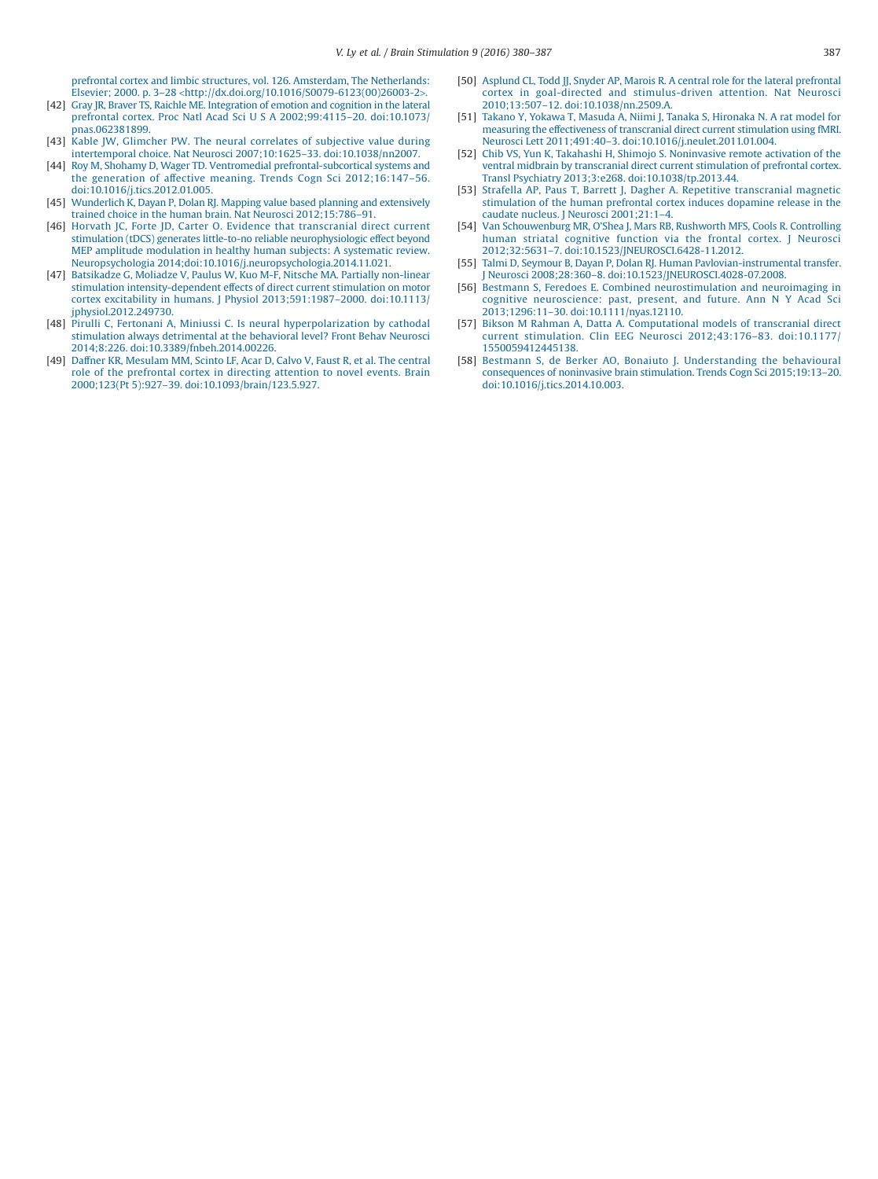prefrontal cortex and limbic structures, vol. 126. Amsterdam, The Netherlands: Elsevier; 2000. p. 3–28 <http://dx.doi.org/10.1016/S0079-6123(00)26003-2>.

[42] Gray JR, Braver TS, Raichle ME. Integration of emotion and cognition in the lateral prefrontal cortex. Proc Natl Acad Sci U S A 2002;99:4115–20. doi:10.1073/pnas.062381899.

[43] Kable JW, Glimcher PW. The neural correlates of subjective value during intertemporal choice. Nat Neurosci 2007;10:1625–33. doi:10.1038/nn2007.

[44] Roy M, Shohamy D, Wager TD. Ventromedial prefrontal-subcortical systems and the generation of affective meaning. Trends Cogn Sci 2012;16:147–56. doi:10.1016/j.tics.2012.01.005.

[45] Wunderlich K, Dayan P, Dolan RJ. Mapping value based planning and extensively trained choice in the human brain. Nat Neurosci 2012;15:786–91.

[46] Horvath JC, Forte JD, Carter O. Evidence that transcranial direct current stimulation (tDCS) generates little-to-no reliable neurophysiologic effect beyond MEP amplitude modulation in healthy human subjects: A systematic review. Neuropsychologia 2014;doi:10.1016/j.neuropsychologia.2014.11.021.

[47] Batsikadze G, Moliadze V, Paulus W, Kuo M-F, Nitsche MA. Partially non-linear stimulation intensity-dependent effects of direct current stimulation on motor cortex excitability in humans. J Physiol 2013;591:1987–2000. doi:10.1113/jphysiol.2012.249730.

[48] Pirulli C, Fertonani A, Miniussi C. Is neural hyperpolarization by cathodal stimulation always detrimental at the behavioral level? Front Behav Neurosci 2014;8:226. doi:10.3389/fnbeh.2014.00226.

[49] Daffner KR, Mesulam MM, Scinto LF, Acar D, Calvo V, Faust R, et al. The central role of the prefrontal cortex in directing attention to novel events. Brain 2000;123(Pt 5):927–39. doi:10.1093/brain/123.5.927.

[50] Asplund CL, Todd JJ, Snyder AP, Marois R. A central role for the lateral prefrontal cortex in goal-directed and stimulus-driven attention. Nat Neurosci 2010;13:507–12. doi:10.1038/nn.2509.A.

[51] Takano Y, Yokawa T, Masuda A, Niimi J, Tanaka S, Hironaka N. A rat model for measuring the effectiveness of transcranial direct current stimulation using fMRI. Neurosci Lett 2011;491:40–3. doi:10.1016/j.neulet.2011.01.004.

[52] Chib VS, Yun K, Takahashi H, Shimojo S. Noninvasive remote activation of the ventral midbrain by transcranial direct current stimulation of prefrontal cortex. Transl Psychiatry 2013;3:e268. doi:10.1038/tp.2013.44.

[53] Strafella AP, Paus T, Barrett J, Dagher A. Repetitive transcranial magnetic stimulation of the human prefrontal cortex induces dopamine release in the caudate nucleus. J Neurosci 2001;21:1–4.

[54] Van Schouwenburg MR, O'Shea J, Mars RB, Rushworth MFS, Cools R. Controlling human striatal cognitive function via the frontal cortex. J Neurosci 2012;32:5631–7. doi:10.1523/JNEUROSCI.6428-11.2012.

[55] Talmi D, Seymour B, Dayan P, Dolan RJ. Human Pavlovian-instrumental transfer. J Neurosci 2008;28:360–8. doi:10.1523/JNEUROSCI.4028-07.2008.

[56] Bestmann S, Feredoes E. Combined neurostimulation and neuroimaging in cognitive neuroscience: past, present, and future. Ann N Y Acad Sci 2013;1296:11–30. doi:10.1111/nyas.12110.

[57] Bikson M Rahman A, Datta A. Computational models of transcranial direct current stimulation. Clin EEG Neurosci 2012;43:176–83. doi:10.1177/1550059412445138.

[58] Bestmann S, de Berker AO, Bonaiuto J. Understanding the behavioural consequences of noninvasive brain stimulation. Trends Cogn Sci 2015;19:13–20. doi:10.1016/j.tics.2014.10.003.